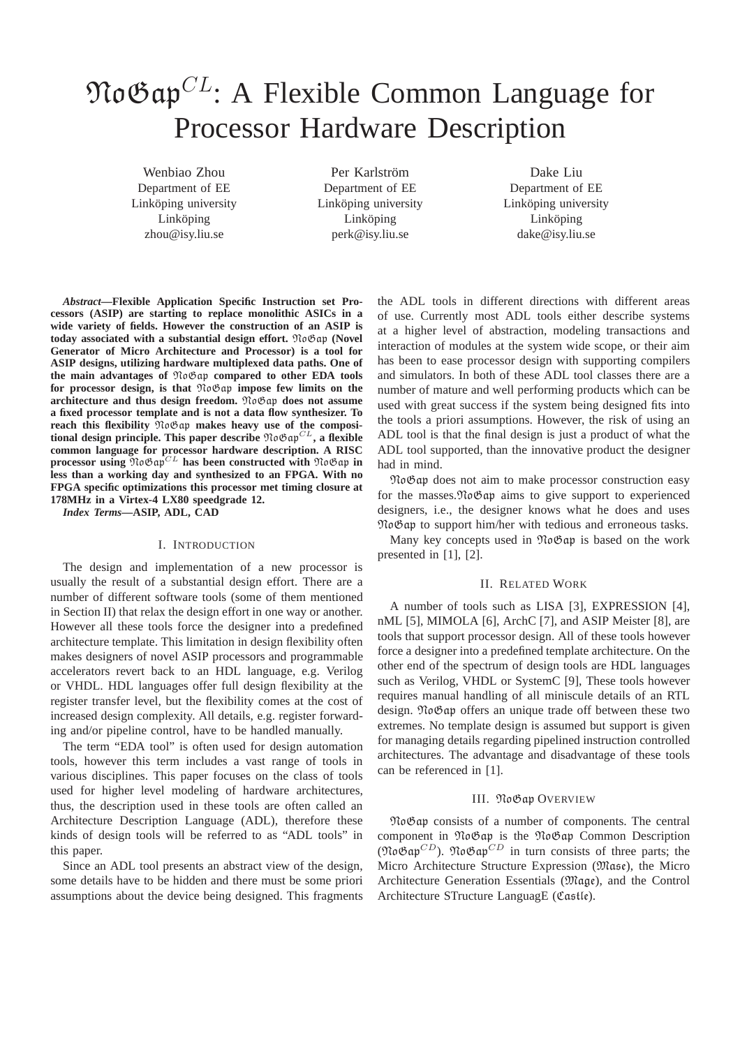# $\mathfrak{NoGap}^{CL}$: A Flexible Common Language for Processor Hardware Description

Wenbiao Zhou
Department of EE
Linköping university
Linköping
zhou@isy.liu.se

Per Karlström
Department of EE
Linköping university
Linköping
perk@isy.liu.se

Dake Liu
Department of EE
Linköping university
Linköping
dake@isy.liu.se

***Abstract*—Flexible Application Specific Instruction set Processors (ASIP) are starting to replace monolithic ASICs in a wide variety of fields. However the construction of an ASIP is today associated with a substantial design effort. $\mathfrak{NoGap}$ (Novel Generator of Micro Architecture and Processor) is a tool for ASIP designs, utilizing hardware multiplexed data paths. One of the main advantages of $\mathfrak{NoGap}$ compared to other EDA tools for processor design, is that $\mathfrak{NoGap}$ impose few limits on the architecture and thus design freedom. $\mathfrak{NoGap}$ does not assume a fixed processor template and is not a data flow synthesizer. To reach this flexibility $\mathfrak{NoGap}$ makes heavy use of the compositional design principle. This paper describe $\mathfrak{NoGap}^{CL}$, a flexible common language for processor hardware description. A RISC processor using $\mathfrak{NoGap}^{CL}$ has been constructed with $\mathfrak{NoGap}$ in less than a working day and synthesized to an FPGA. With no FPGA specific optimizations this processor met timing closure at 178MHz in a Virtex-4 LX80 speedgrade 12.**

***Index Terms*—ASIP, ADL, CAD**

## I. Introduction

The design and implementation of a new processor is usually the result of a substantial design effort. There are a number of different software tools (some of them mentioned in Section II) that relax the design effort in one way or another. However all these tools force the designer into a predefined architecture template. This limitation in design flexibility often makes designers of novel ASIP processors and programmable accelerators revert back to an HDL language, e.g. Verilog or VHDL. HDL languages offer full design flexibility at the register transfer level, but the flexibility comes at the cost of increased design complexity. All details, e.g. register forwarding and/or pipeline control, have to be handled manually.

The term "EDA tool" is often used for design automation tools, however this term includes a vast range of tools in various disciplines. This paper focuses on the class of tools used for higher level modeling of hardware architectures, thus, the description used in these tools are often called an Architecture Description Language (ADL), therefore these kinds of design tools will be referred to as "ADL tools" in this paper.

Since an ADL tool presents an abstract view of the design, some details have to be hidden and there must be some priori assumptions about the device being designed. This fragments the ADL tools in different directions with different areas of use. Currently most ADL tools either describe systems at a higher level of abstraction, modeling transactions and interaction of modules at the system wide scope, or their aim has been to ease processor design with supporting compilers and simulators. In both of these ADL tool classes there are a number of mature and well performing products which can be used with great success if the system being designed fits into the tools a priori assumptions. However, the risk of using an ADL tool is that the final design is just a product of what the ADL tool supported, than the innovative product the designer had in mind.

$\mathfrak{NoGap}$ does not aim to make processor construction easy for the masses. $\mathfrak{NoGap}$ aims to give support to experienced designers, i.e., the designer knows what he does and uses $\mathfrak{NoGap}$ to support him/her with tedious and erroneous tasks.

Many key concepts used in $\mathfrak{NoGap}$ is based on the work presented in [1], [2].

## II. Related Work

A number of tools such as LISA [3], EXPRESSION [4], nML [5], MIMOLA [6], ArchC [7], and ASIP Meister [8], are tools that support processor design. All of these tools however force a designer into a predefined template architecture. On the other end of the spectrum of design tools are HDL languages such as Verilog, VHDL or SystemC [9], These tools however requires manual handling of all miniscule details of an RTL design. $\mathfrak{NoGap}$ offers an unique trade off between these two extremes. No template design is assumed but support is given for managing details regarding pipelined instruction controlled architectures. The advantage and disadvantage of these tools can be referenced in [1].

## III. $\mathfrak{NoGap}$ Overview

$\mathfrak{NoGap}$ consists of a number of components. The central component in $\mathfrak{NoGap}$ is the $\mathfrak{NoGap}$ Common Description ($\mathfrak{NoGap}^{CD}$). $\mathfrak{NoGap}^{CD}$ in turn consists of three parts; the Micro Architecture Structure Expression ($\mathfrak{Mase}$), the Micro Architecture Generation Essentials ($\mathfrak{Mage}$), and the Control Architecture STructure LanguagE ($\mathfrak{Castle}$).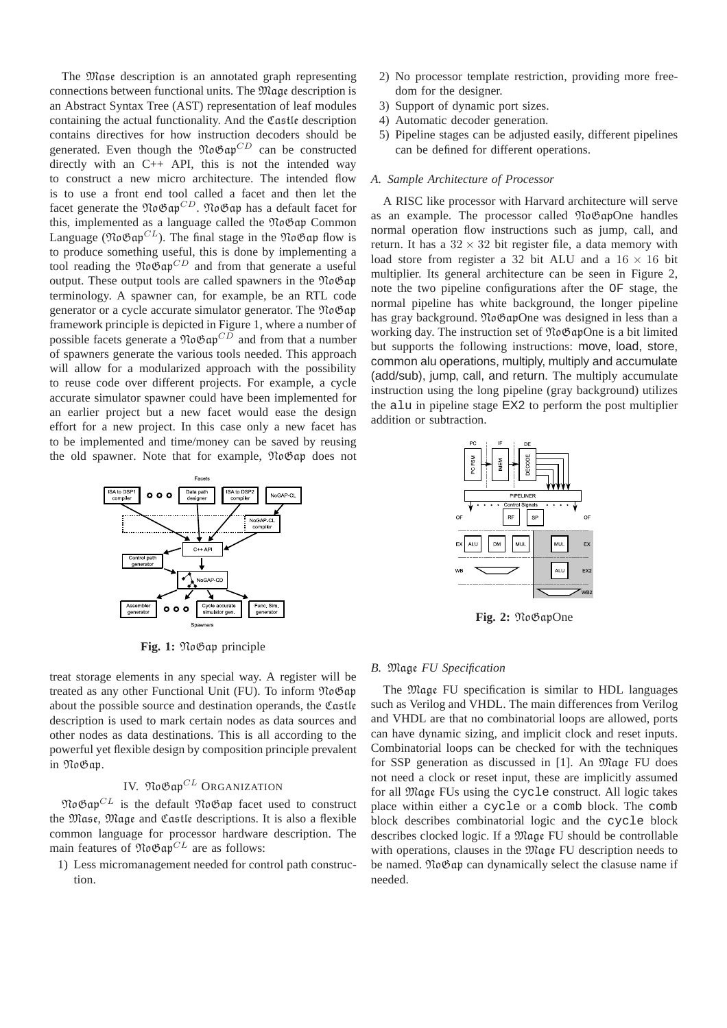The 𝔐𝔞𝔰𝔢 description is an annotated graph representing connections between functional units. The 𝔐𝔞𝔤𝔢 description is an Abstract Syntax Tree (AST) representation of leaf modules containing the actual functionality. And the ℭ𝔞𝔰𝔱𝔩𝔢 description contains directives for how instruction decoders should be generated. Even though the 𝔑𝔬𝔊𝔞𝔭$^{CD}$ can be constructed directly with an C++ API, this is not the intended way to construct a new micro architecture. The intended flow is to use a front end tool called a facet and then let the facet generate the 𝔑𝔬𝔊𝔞𝔭$^{CD}$. 𝔑𝔬𝔊𝔞𝔭 has a default facet for this, implemented as a language called the 𝔑𝔬𝔊𝔞𝔭 Common Language (𝔑𝔬𝔊𝔞𝔭$^{CL}$). The final stage in the 𝔑𝔬𝔊𝔞𝔭 flow is to produce something useful, this is done by implementing a tool reading the 𝔑𝔬𝔊𝔞𝔭$^{CD}$ and from that generate a useful output. These output tools are called spawners in the 𝔑𝔬𝔊𝔞𝔭 terminology. A spawner can, for example, be an RTL code generator or a cycle accurate simulator generator. The 𝔑𝔬𝔊𝔞𝔭 framework principle is depicted in Figure 1, where a number of possible facets generate a 𝔑𝔬𝔊𝔞𝔭$^{CD}$ and from that a number of spawners generate the various tools needed. This approach will allow for a modularized approach with the possibility to reuse code over different projects. For example, a cycle accurate simulator spawner could have been implemented for an earlier project but a new facet would ease the design effort for a new project. In this case only a new facet has to be implemented and time/money can be saved by reusing the old spawner. Note that for example, 𝔑𝔬𝔊𝔞𝔭 does not treat storage elements in any special way. A register will be treated as any other Functional Unit (FU). To inform 𝔑𝔬𝔊𝔞𝔭 about the possible source and destination operands, the ℭ𝔞𝔰𝔱𝔩𝔢 description is used to mark certain nodes as data sources and other nodes as data destinations. This is all according to the powerful yet flexible design by composition principle prevalent in 𝔑𝔬𝔊𝔞𝔭.

**Fig. 1:** 𝔑𝔬𝔊𝔞𝔭 principle

## IV. 𝔑𝔬𝔊𝔞𝔭$^{CL}$ Organization

𝔑𝔬𝔊𝔞𝔭$^{CL}$ is the default 𝔑𝔬𝔊𝔞𝔭 facet used to construct the 𝔐𝔞𝔰𝔢, 𝔐𝔞𝔤𝔢 and ℭ𝔞𝔰𝔱𝔩𝔢 descriptions. It is also a flexible common language for processor hardware description. The main features of 𝔑𝔬𝔊𝔞𝔭$^{CL}$ are as follows:

1) Less micromanagement needed for control path construction.
2) No processor template restriction, providing more freedom for the designer.
3) Support of dynamic port sizes.
4) Automatic decoder generation.
5) Pipeline stages can be adjusted easily, different pipelines can be defined for different operations.

### A. *Sample Architecture of Processor*

A RISC like processor with Harvard architecture will serve as an example. The processor called 𝔑𝔬𝔊𝔞𝔭One handles normal operation flow instructions such as jump, call, and return. It has a $32 \times 32$ bit register file, a data memory with load store from register a 32 bit ALU and a $16 \times 16$ bit multiplier. Its general architecture can be seen in Figure 2, note the two pipeline configurations after the `OF` stage, the normal pipeline has white background, the longer pipeline has gray background. 𝔑𝔬𝔊𝔞𝔭One was designed in less than a working day. The instruction set of 𝔑𝔬𝔊𝔞𝔭One is a bit limited but supports the following instructions: move, load, store, common alu operations, multiply, multiply and accumulate (add/sub), jump, call, and return. The multiply accumulate instruction using the long pipeline (gray background) utilizes the `alu` in pipeline stage EX2 to perform the post multiplier addition or subtraction.

**Fig. 2:** 𝔑𝔬𝔊𝔞𝔭One

### B. 𝔐𝔞𝔤𝔢 *FU Specification*

The 𝔐𝔞𝔤𝔢 FU specification is similar to HDL languages such as Verilog and VHDL. The main differences from Verilog and VHDL are that no combinatorial loops are allowed, ports can have dynamic sizing, and implicit clock and reset inputs. Combinatorial loops can be checked for with the techniques for SSP generation as discussed in [1]. An 𝔐𝔞𝔤𝔢 FU does not need a clock or reset input, these are implicitly assumed for all 𝔐𝔞𝔤𝔢 FUs using the `cycle` construct. All logic takes place within either a `cycle` or a `comb` block. The `comb` block describes combinatorial logic and the `cycle` block describes clocked logic. If a 𝔐𝔞𝔤𝔢 FU should be controllable with operations, clauses in the 𝔐𝔞𝔤𝔢 FU description needs to be named. 𝔑𝔬𝔊𝔞𝔭 can dynamically select the clasuse name if needed.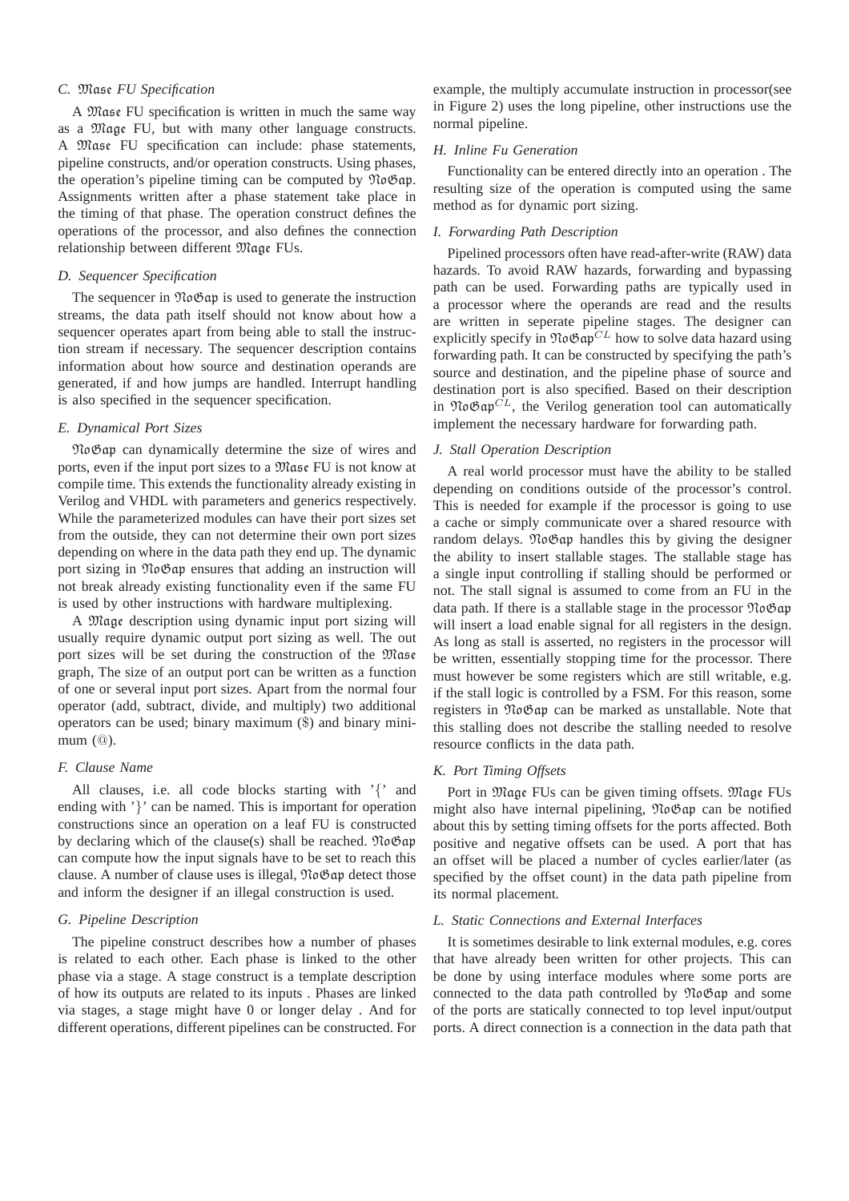### C. 𝔐𝔞𝔰𝔢 FU Specification

A 𝔐𝔞𝔰𝔢 FU specification is written in much the same way as a 𝔐𝔞𝔤𝔢 FU, but with many other language constructs. A 𝔐𝔞𝔰𝔢 FU specification can include: phase statements, pipeline constructs, and/or operation constructs. Using phases, the operation's pipeline timing can be computed by 𝔑𝔬𝔊𝔞𝔭. Assignments written after a phase statement take place in the timing of that phase. The operation construct defines the operations of the processor, and also defines the connection relationship between different 𝔐𝔞𝔤𝔢 FUs.

### D. Sequencer Specification

The sequencer in 𝔑𝔬𝔊𝔞𝔭 is used to generate the instruction streams, the data path itself should not know about how a sequencer operates apart from being able to stall the instruction stream if necessary. The sequencer description contains information about how source and destination operands are generated, if and how jumps are handled. Interrupt handling is also specified in the sequencer specification.

### E. Dynamical Port Sizes

𝔑𝔬𝔊𝔞𝔭 can dynamically determine the size of wires and ports, even if the input port sizes to a 𝔐𝔞𝔰𝔢 FU is not know at compile time. This extends the functionality already existing in Verilog and VHDL with parameters and generics respectively. While the parameterized modules can have their port sizes set from the outside, they can not determine their own port sizes depending on where in the data path they end up. The dynamic port sizing in 𝔑𝔬𝔊𝔞𝔭 ensures that adding an instruction will not break already existing functionality even if the same FU is used by other instructions with hardware multiplexing.

A 𝔐𝔞𝔤𝔢 description using dynamic input port sizing will usually require dynamic output port sizing as well. The out port sizes will be set during the construction of the 𝔐𝔞𝔰𝔢 graph, The size of an output port can be written as a function of one or several input port sizes. Apart from the normal four operator (add, subtract, divide, and multiply) two additional operators can be used; binary maximum ($) and binary minimum (@).

### F. Clause Name

All clauses, i.e. all code blocks starting with '{' and ending with '}' can be named. This is important for operation constructions since an operation on a leaf FU is constructed by declaring which of the clause(s) shall be reached. 𝔑𝔬𝔊𝔞𝔭 can compute how the input signals have to be set to reach this clause. A number of clause uses is illegal, 𝔑𝔬𝔊𝔞𝔭 detect those and inform the designer if an illegal construction is used.

### G. Pipeline Description

The pipeline construct describes how a number of phases is related to each other. Each phase is linked to the other phase via a stage. A stage construct is a template description of how its outputs are related to its inputs . Phases are linked via stages, a stage might have 0 or longer delay . And for different operations, different pipelines can be constructed. For example, the multiply accumulate instruction in processor(see in Figure 2) uses the long pipeline, other instructions use the normal pipeline.

### H. Inline Fu Generation

Functionality can be entered directly into an operation . The resulting size of the operation is computed using the same method as for dynamic port sizing.

### I. Forwarding Path Description

Pipelined processors often have read-after-write (RAW) data hazards. To avoid RAW hazards, forwarding and bypassing path can be used. Forwarding paths are typically used in a processor where the operands are read and the results are written in seperate pipeline stages. The designer can explicitly specify in 𝔑𝔬𝔊𝔞𝔭$^{CL}$ how to solve data hazard using forwarding path. It can be constructed by specifying the path's source and destination, and the pipeline phase of source and destination port is also specified. Based on their description in 𝔑𝔬𝔊𝔞𝔭$^{CL}$, the Verilog generation tool can automatically implement the necessary hardware for forwarding path.

### J. Stall Operation Description

A real world processor must have the ability to be stalled depending on conditions outside of the processor's control. This is needed for example if the processor is going to use a cache or simply communicate over a shared resource with random delays. 𝔑𝔬𝔊𝔞𝔭 handles this by giving the designer the ability to insert stallable stages. The stallable stage has a single input controlling if stalling should be performed or not. The stall signal is assumed to come from an FU in the data path. If there is a stallable stage in the processor 𝔑𝔬𝔊𝔞𝔭 will insert a load enable signal for all registers in the design. As long as stall is asserted, no registers in the processor will be written, essentially stopping time for the processor. There must however be some registers which are still writable, e.g. if the stall logic is controlled by a FSM. For this reason, some registers in 𝔑𝔬𝔊𝔞𝔭 can be marked as unstallable. Note that this stalling does not describe the stalling needed to resolve resource conflicts in the data path.

### K. Port Timing Offsets

Port in 𝔐𝔞𝔤𝔢 FUs can be given timing offsets. 𝔐𝔞𝔤𝔢 FUs might also have internal pipelining, 𝔑𝔬𝔊𝔞𝔭 can be notified about this by setting timing offsets for the ports affected. Both positive and negative offsets can be used. A port that has an offset will be placed a number of cycles earlier/later (as specified by the offset count) in the data path pipeline from its normal placement.

### L. Static Connections and External Interfaces

It is sometimes desirable to link external modules, e.g. cores that have already been written for other projects. This can be done by using interface modules where some ports are connected to the data path controlled by 𝔑𝔬𝔊𝔞𝔭 and some of the ports are statically connected to top level input/output ports. A direct connection is a connection in the data path that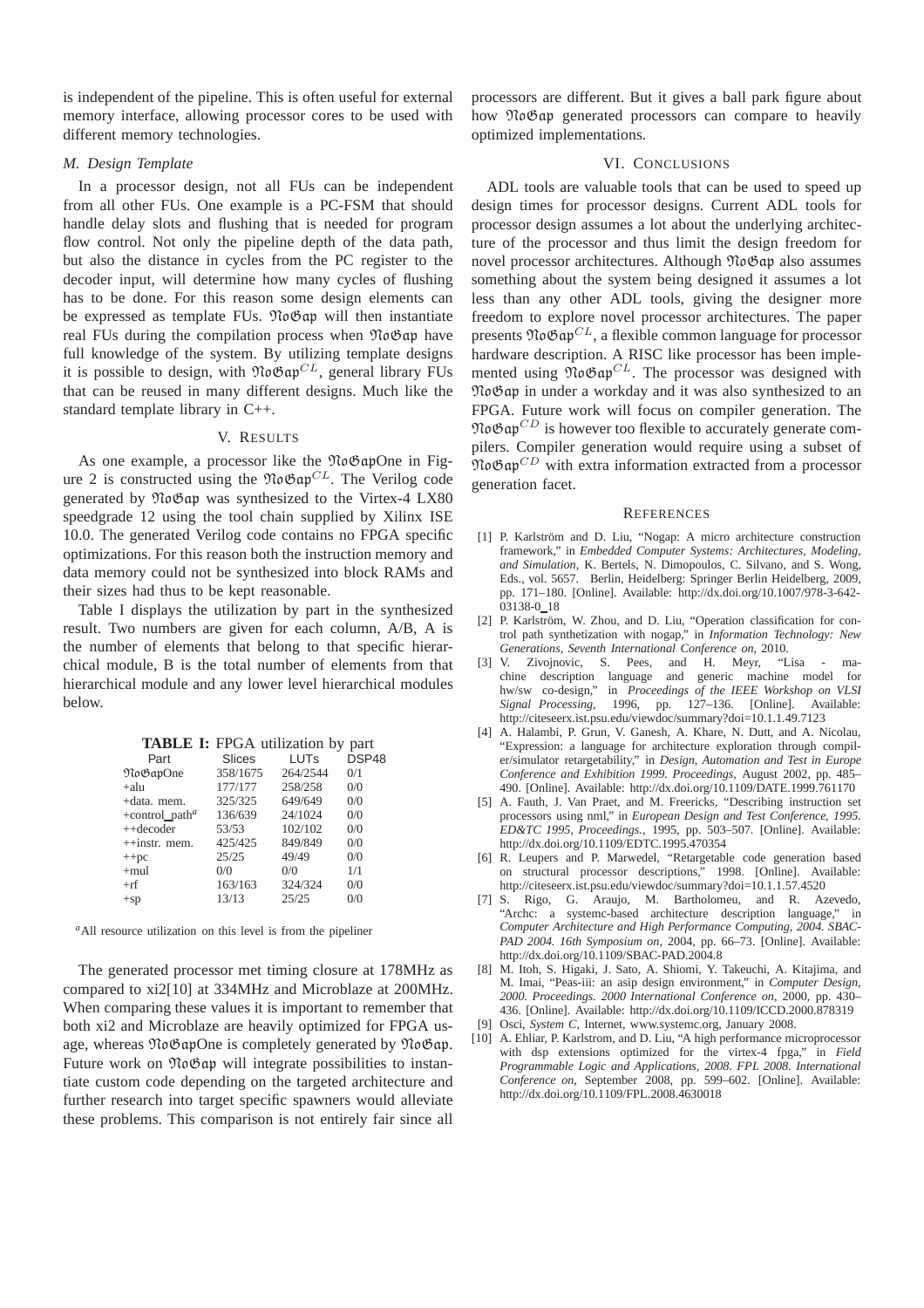is independent of the pipeline. This is often useful for external memory interface, allowing processor cores to be used with different memory technologies.

### *M. Design Template*

In a processor design, not all FUs can be independent from all other FUs. One example is a PC-FSM that should handle delay slots and flushing that is needed for program flow control. Not only the pipeline depth of the data path, but also the distance in cycles from the PC register to the decoder input, will determine how many cycles of flushing has to be done. For this reason some design elements can be expressed as template FUs. 𝔑𝔬𝔊𝔞𝔭 will then instantiate real FUs during the compilation process when 𝔑𝔬𝔊𝔞𝔭 have full knowledge of the system. By utilizing template designs it is possible to design, with $\mathfrak{NoGap}^{CL}$, general library FUs that can be reused in many different designs. Much like the standard template library in C++.

## V. Results

As one example, a processor like the 𝔑𝔬𝔊𝔞𝔭One in Figure 2 is constructed using the $\mathfrak{NoGap}^{CL}$. The Verilog code generated by 𝔑𝔬𝔊𝔞𝔭 was synthesized to the Virtex-4 LX80 speedgrade 12 using the tool chain supplied by Xilinx ISE 10.0. The generated Verilog code contains no FPGA specific optimizations. For this reason both the instruction memory and data memory could not be synthesized into block RAMs and their sizes had thus to be kept reasonable.

Table I displays the utilization by part in the synthesized result. Two numbers are given for each column, A/B, A is the number of elements that belong to that specific hierarchical module, B is the total number of elements from that hierarchical module and any lower level hierarchical modules below.

**TABLE I:** FPGA utilization by part

| Part | Slices | LUTs | DSP48 |
|---|---|---|---|
| 𝔑𝔬𝔊𝔞𝔭One | 358/1675 | 264/2544 | 0/1 |
| +alu | 177/177 | 258/258 | 0/0 |
| +data. mem. | 325/325 | 649/649 | 0/0 |
| +control_path[a] | 136/639 | 24/1024 | 0/0 |
| ++decoder | 53/53 | 102/102 | 0/0 |
| ++instr. mem. | 425/425 | 849/849 | 0/0 |
| ++pc | 25/25 | 49/49 | 0/0 |
| +mul | 0/0 | 0/0 | 1/1 |
| +rf | 163/163 | 324/324 | 0/0 |
| +sp | 13/13 | 25/25 | 0/0 |

[a] All resource utilization on this level is from the pipeliner

The generated processor met timing closure at 178MHz as compared to xi2[10] at 334MHz and Microblaze at 200MHz. When comparing these values it is important to remember that both xi2 and Microblaze are heavily optimized for FPGA usage, whereas 𝔑𝔬𝔊𝔞𝔭One is completely generated by 𝔑𝔬𝔊𝔞𝔭. Future work on 𝔑𝔬𝔊𝔞𝔭 will integrate possibilities to instantiate custom code depending on the targeted architecture and further research into target specific spawners would alleviate these problems. This comparison is not entirely fair since all processors are different. But it gives a ball park figure about how 𝔑𝔬𝔊𝔞𝔭 generated processors can compare to heavily optimized implementations.

## VI. Conclusions

ADL tools are valuable tools that can be used to speed up design times for processor designs. Current ADL tools for processor design assumes a lot about the underlying architecture of the processor and thus limit the design freedom for novel processor architectures. Although 𝔑𝔬𝔊𝔞𝔭 also assumes something about the system being designed it assumes a lot less than any other ADL tools, giving the designer more freedom to explore novel processor architectures. The paper presents $\mathfrak{NoGap}^{CL}$, a flexible common language for processor hardware description. A RISC like processor has been implemented using $\mathfrak{NoGap}^{CL}$. The processor was designed with 𝔑𝔬𝔊𝔞𝔭 in under a workday and it was also synthesized to an FPGA. Future work will focus on compiler generation. The $\mathfrak{NoGap}^{CD}$ is however too flexible to accurately generate compilers. Compiler generation would require using a subset of $\mathfrak{NoGap}^{CD}$ with extra information extracted from a processor generation facet.

## References

[1] P. Karlström and D. Liu, "Nogap: A micro architecture construction framework," in *Embedded Computer Systems: Architectures, Modeling, and Simulation*, K. Bertels, N. Dimopoulos, C. Silvano, and S. Wong, Eds., vol. 5657. Berlin, Heidelberg: Springer Berlin Heidelberg, 2009, pp. 171–180. [Online]. Available: http://dx.doi.org/10.1007/978-3-642-03138-0_18

[2] P. Karlström, W. Zhou, and D. Liu, "Operation classification for control path synthetization with nogap," in *Information Technology: New Generations, Seventh International Conference on*, 2010.

[3] V. Zivojnovic, S. Pees, and H. Meyr, "Lisa - machine description language and generic machine model for hw/sw co-design," in *Proceedings of the IEEE Workshop on VLSI Signal Processing*, 1996, pp. 127–136. [Online]. Available: http://citeseerx.ist.psu.edu/viewdoc/summary?doi=10.1.1.49.7123

[4] A. Halambi, P. Grun, V. Ganesh, A. Khare, N. Dutt, and A. Nicolau, "Expression: a language for architecture exploration through compiler/simulator retargetability," in *Design, Automation and Test in Europe Conference and Exhibition 1999. Proceedings*, August 2002, pp. 485–490. [Online]. Available: http://dx.doi.org/10.1109/DATE.1999.761170

[5] A. Fauth, J. Van Praet, and M. Freericks, "Describing instruction set processors using nml," in *European Design and Test Conference, 1995. ED&TC 1995, Proceedings.*, 1995, pp. 503–507. [Online]. Available: http://dx.doi.org/10.1109/EDTC.1995.470354

[6] R. Leupers and P. Marwedel, "Retargetable code generation based on structural processor descriptions," 1998. [Online]. Available: http://citeseerx.ist.psu.edu/viewdoc/summary?doi=10.1.1.57.4520

[7] S. Rigo, G. Araujo, M. Bartholomeu, and R. Azevedo, "Archc: a systemc-based architecture description language," in *Computer Architecture and High Performance Computing, 2004. SBAC-PAD 2004. 16th Symposium on*, 2004, pp. 66–73. [Online]. Available: http://dx.doi.org/10.1109/SBAC-PAD.2004.8

[8] M. Itoh, S. Higaki, J. Sato, A. Shiomi, Y. Takeuchi, A. Kitajima, and M. Imai, "Peas-iii: an asip design environment," in *Computer Design, 2000. Proceedings. 2000 International Conference on*, 2000, pp. 430–436. [Online]. Available: http://dx.doi.org/10.1109/ICCD.2000.878319

[9] Osci, *System C*, Internet, www.systemc.org, January 2008.

[10] A. Ehliar, P. Karlstrom, and D. Liu, "A high performance microprocessor with dsp extensions optimized for the virtex-4 fpga," in *Field Programmable Logic and Applications, 2008. FPL 2008. International Conference on*, September 2008, pp. 599–602. [Online]. Available: http://dx.doi.org/10.1109/FPL.2008.4630018